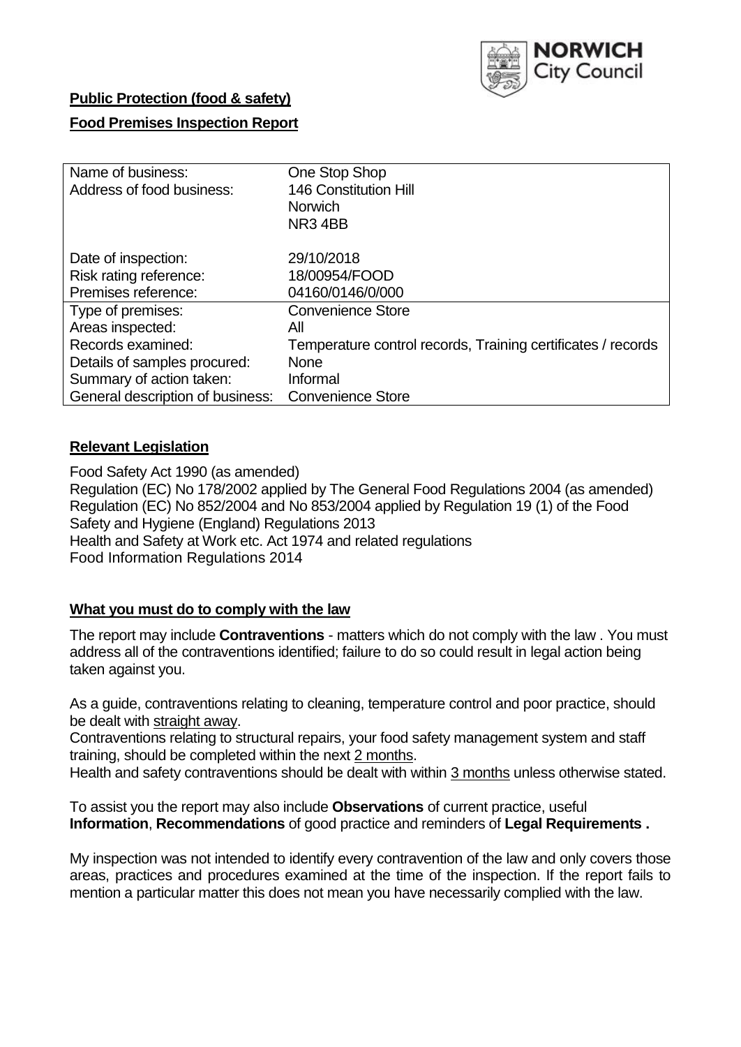**Public Protection (food & safety)**

**Food Premises Inspection Report**

| | |
|---|---|
| Name of business:<br>Address of food business: | One Stop Shop<br>146 Constitution Hill<br>Norwich<br>NR3 4BB |
| Date of inspection:<br>Risk rating reference:<br>Premises reference: | 29/10/2018<br>18/00954/FOOD<br>04160/0146/0/000 |
| Type of premises: | Convenience Store |
| Areas inspected: | All |
| Records examined: | Temperature control records, Training certificates / records |
| Details of samples procured: | None |
| Summary of action taken: | Informal |
| General description of business: | Convenience Store |

## Relevant Legislation

Food Safety Act 1990 (as amended)
Regulation (EC) No 178/2002 applied by The General Food Regulations 2004 (as amended)
Regulation (EC) No 852/2004 and No 853/2004 applied by Regulation 19 (1) of the Food Safety and Hygiene (England) Regulations 2013
Health and Safety at Work etc. Act 1974 and related regulations
Food Information Regulations 2014

## What you must do to comply with the law

The report may include **Contraventions** - matters which do not comply with the law . You must address all of the contraventions identified; failure to do so could result in legal action being taken against you.

As a guide, contraventions relating to cleaning, temperature control and poor practice, should be dealt with straight away.
Contraventions relating to structural repairs, your food safety management system and staff training, should be completed within the next 2 months.
Health and safety contraventions should be dealt with within 3 months unless otherwise stated.

To assist you the report may also include **Observations** of current practice, useful **Information**, **Recommendations** of good practice and reminders of **Legal Requirements .**

My inspection was not intended to identify every contravention of the law and only covers those areas, practices and procedures examined at the time of the inspection. If the report fails to mention a particular matter this does not mean you have necessarily complied with the law.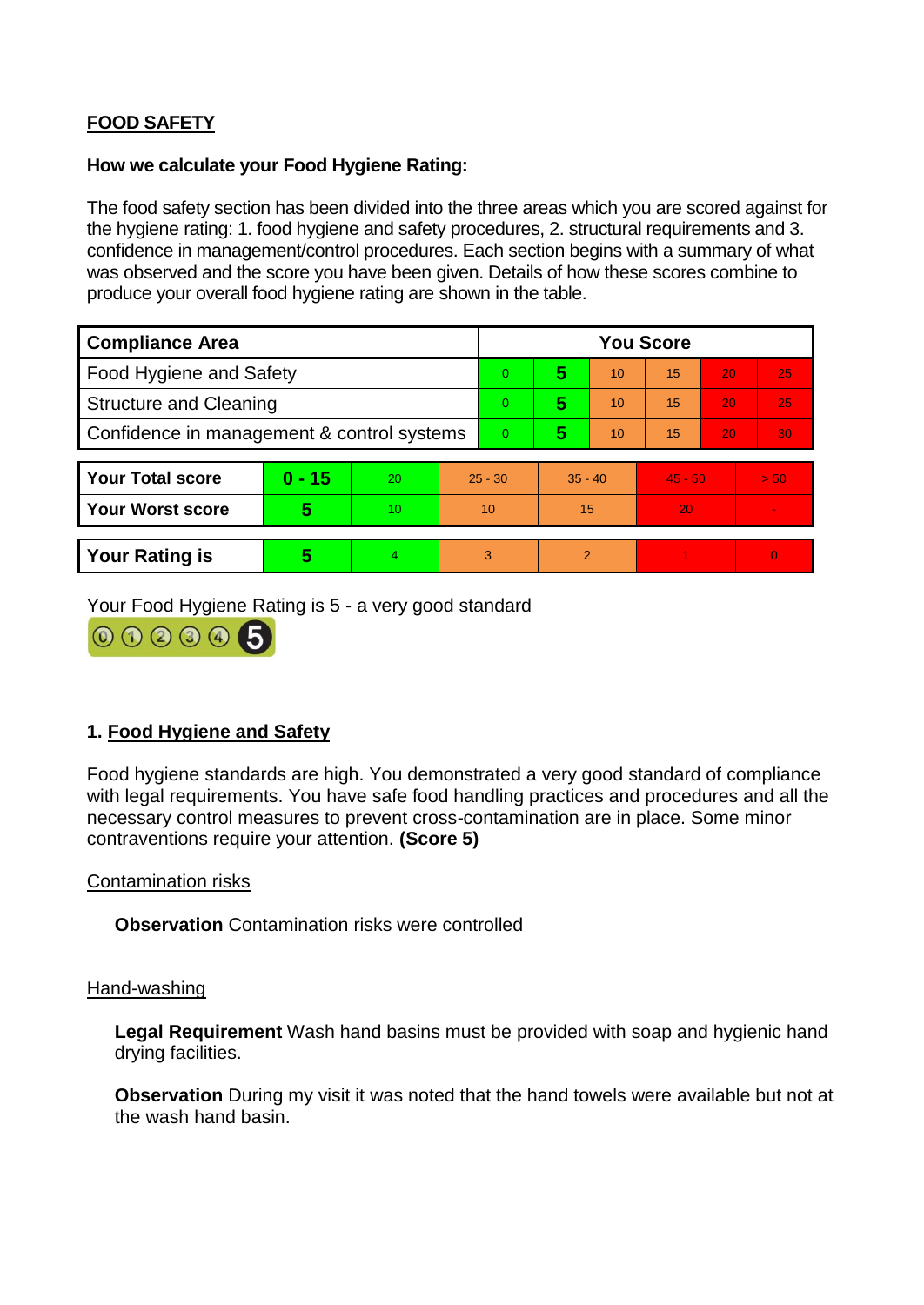**FOOD SAFETY**

**How we calculate your Food Hygiene Rating:**

The food safety section has been divided into the three areas which you are scored against for the hygiene rating: 1. food hygiene and safety procedures, 2. structural requirements and 3. confidence in management/control procedures. Each section begins with a summary of what was observed and the score you have been given. Details of how these scores combine to produce your overall food hygiene rating are shown in the table.

| Compliance Area | You Score | | | | | |
|---|---|---|---|---|---|---|
| Food Hygiene and Safety | 0 | **5** | 10 | 15 | 20 | 25 |
| Structure and Cleaning | 0 | **5** | 10 | 15 | 20 | 25 |
| Confidence in management & control systems | 0 | **5** | 10 | 15 | 20 | 30 |

| | | | | | | |
|---|---|---|---|---|---|---|
| **Your Total score** | **0 - 15** | 20 | 25 - 30 | 35 - 40 | 45 - 50 | > 50 |
| **Your Worst score** | **5** | 10 | 10 | 15 | 20 | - |

| | | | | | | |
|---|---|---|---|---|---|---|
| **Your Rating is** | **5** | 4 | 3 | 2 | 1 | 0 |

Your Food Hygiene Rating is 5 - a very good standard

## 1. Food Hygiene and Safety

Food hygiene standards are high. You demonstrated a very good standard of compliance with legal requirements. You have safe food handling practices and procedures and all the necessary control measures to prevent cross-contamination are in place. Some minor contraventions require your attention. **(Score 5)**

Contamination risks

**Observation** Contamination risks were controlled

Hand-washing

**Legal Requirement** Wash hand basins must be provided with soap and hygienic hand drying facilities.

**Observation** During my visit it was noted that the hand towels were available but not at the wash hand basin.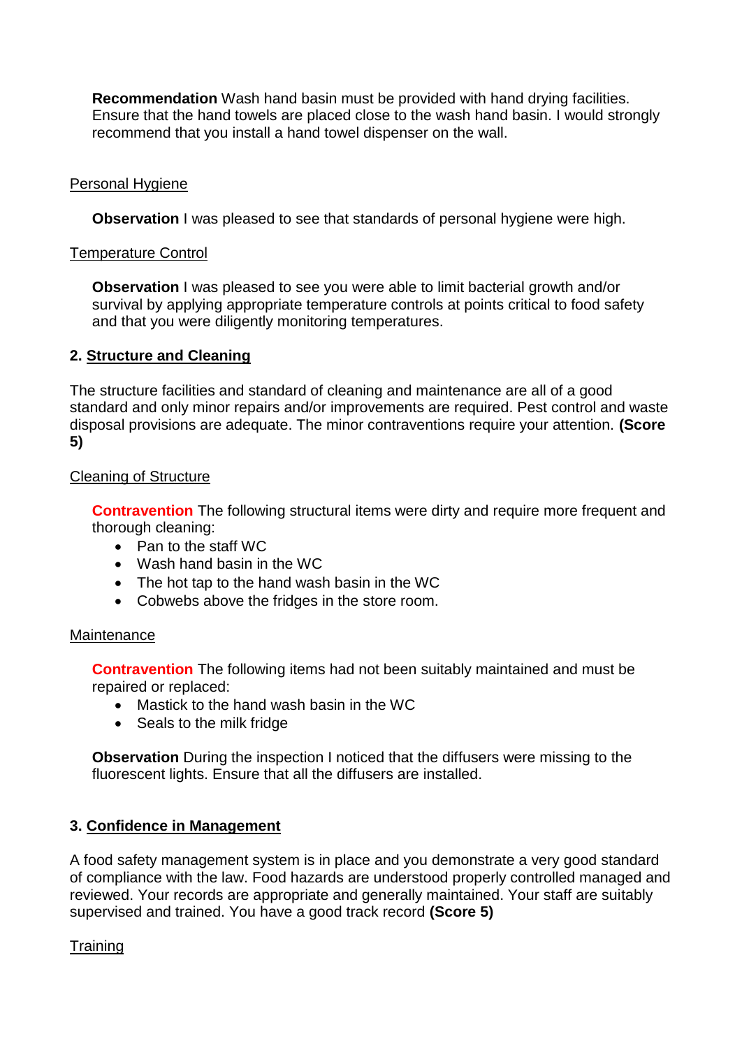**Recommendation** Wash hand basin must be provided with hand drying facilities. Ensure that the hand towels are placed close to the wash hand basin. I would strongly recommend that you install a hand towel dispenser on the wall.

Personal Hygiene

**Observation** I was pleased to see that standards of personal hygiene were high.

Temperature Control

**Observation** I was pleased to see you were able to limit bacterial growth and/or survival by applying appropriate temperature controls at points critical to food safety and that you were diligently monitoring temperatures.

## 2. Structure and Cleaning

The structure facilities and standard of cleaning and maintenance are all of a good standard and only minor repairs and/or improvements are required. Pest control and waste disposal provisions are adequate. The minor contraventions require your attention. **(Score 5)**

Cleaning of Structure

**Contravention** The following structural items were dirty and require more frequent and thorough cleaning:

- Pan to the staff WC
- Wash hand basin in the WC
- The hot tap to the hand wash basin in the WC
- Cobwebs above the fridges in the store room.

Maintenance

**Contravention** The following items had not been suitably maintained and must be repaired or replaced:

- Mastick to the hand wash basin in the WC
- Seals to the milk fridge

**Observation** During the inspection I noticed that the diffusers were missing to the fluorescent lights. Ensure that all the diffusers are installed.

## 3. Confidence in Management

A food safety management system is in place and you demonstrate a very good standard of compliance with the law. Food hazards are understood properly controlled managed and reviewed. Your records are appropriate and generally maintained. Your staff are suitably supervised and trained. You have a good track record **(Score 5)**

Training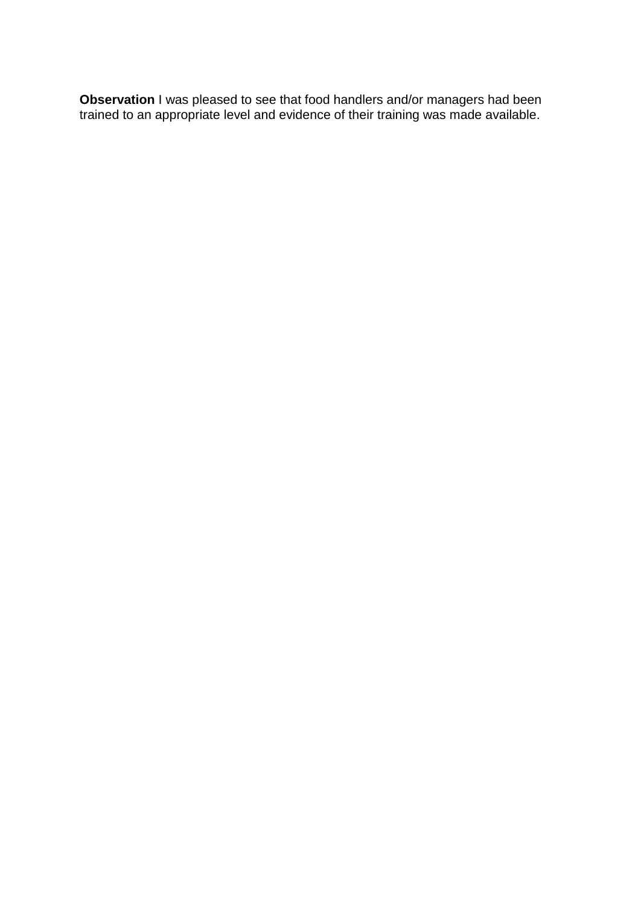**Observation** I was pleased to see that food handlers and/or managers had been trained to an appropriate level and evidence of their training was made available.